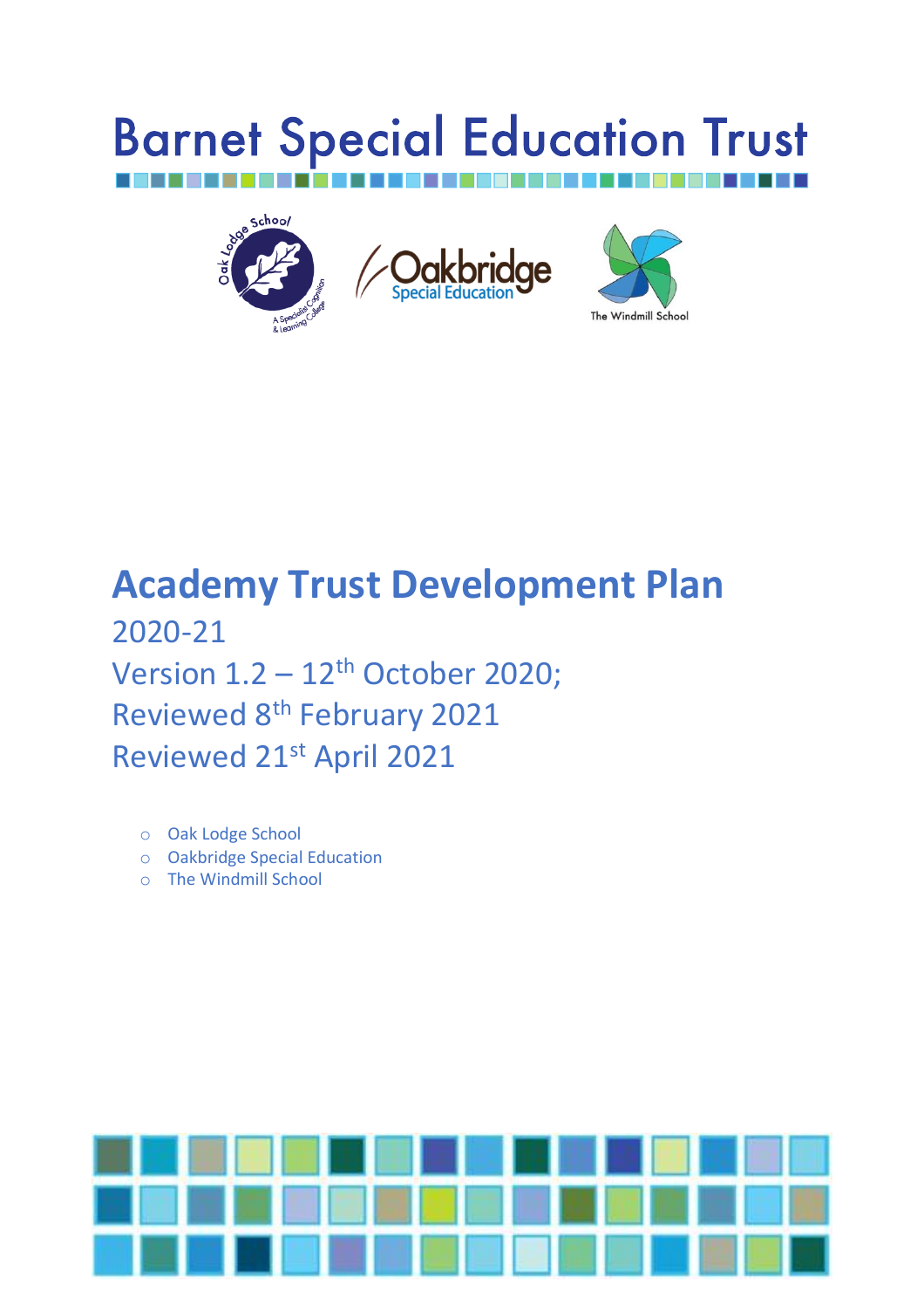# Barnet Special Education Trust

# Academy Trust Development Plan

2020-21

Version 1.2 – 12th October 2020;

Reviewed 8th February 2021

Reviewed 21st April 2021

- Oak Lodge School
- Oakbridge Special Education
- The Windmill School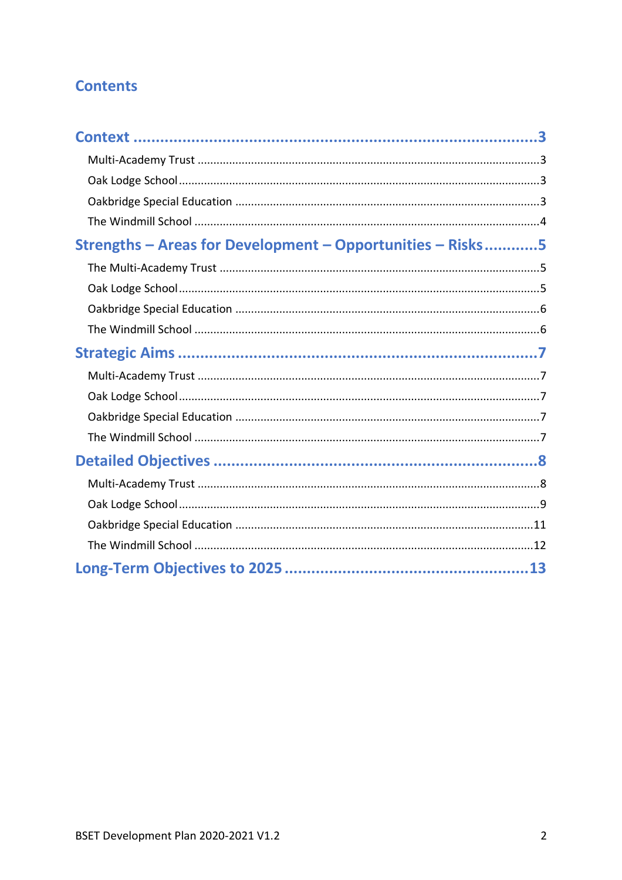# Contents

**Context** ....................................................................................3

- Multi-Academy Trust ....................................................................................3
- Oak Lodge School ....................................................................................3
- Oakbridge Special Education ....................................................................................3
- The Windmill School ....................................................................................4

**Strengths – Areas for Development – Opportunities – Risks** ...........5

- The Multi-Academy Trust ....................................................................................5
- Oak Lodge School ....................................................................................5
- Oakbridge Special Education ....................................................................................6
- The Windmill School ....................................................................................6

**Strategic Aims** ....................................................................................7

- Multi-Academy Trust ....................................................................................7
- Oak Lodge School ....................................................................................7
- Oakbridge Special Education ....................................................................................7
- The Windmill School ....................................................................................7

**Detailed Objectives** ....................................................................................8

- Multi-Academy Trust ....................................................................................8
- Oak Lodge School ....................................................................................9
- Oakbridge Special Education ....................................................................................11
- The Windmill School ....................................................................................12

**Long-Term Objectives to 2025** ....................................................................................13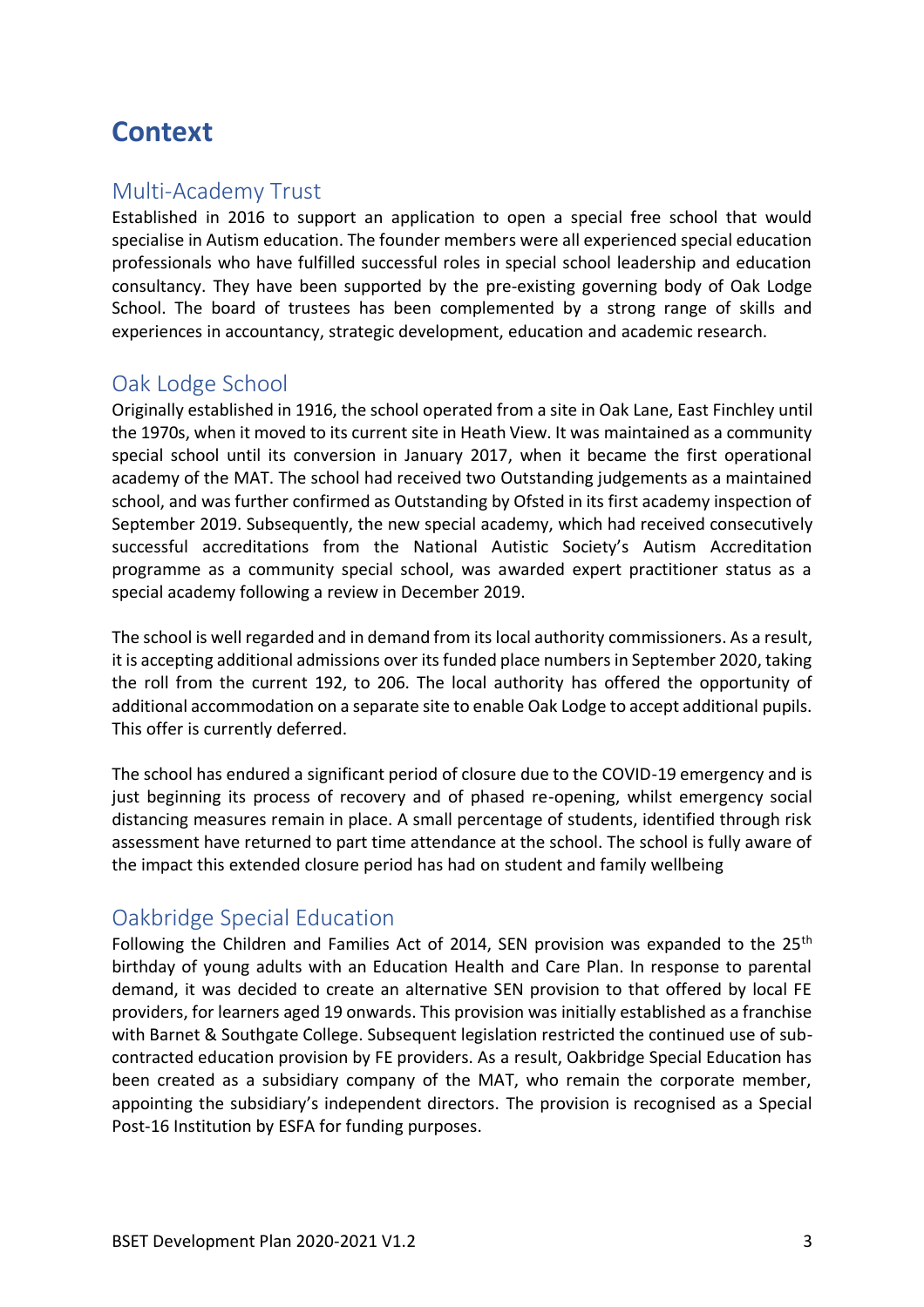# Context

## Multi-Academy Trust

Established in 2016 to support an application to open a special free school that would specialise in Autism education. The founder members were all experienced special education professionals who have fulfilled successful roles in special school leadership and education consultancy. They have been supported by the pre-existing governing body of Oak Lodge School. The board of trustees has been complemented by a strong range of skills and experiences in accountancy, strategic development, education and academic research.

## Oak Lodge School

Originally established in 1916, the school operated from a site in Oak Lane, East Finchley until the 1970s, when it moved to its current site in Heath View. It was maintained as a community special school until its conversion in January 2017, when it became the first operational academy of the MAT. The school had received two Outstanding judgements as a maintained school, and was further confirmed as Outstanding by Ofsted in its first academy inspection of September 2019. Subsequently, the new special academy, which had received consecutively successful accreditations from the National Autistic Society's Autism Accreditation programme as a community special school, was awarded expert practitioner status as a special academy following a review in December 2019.

The school is well regarded and in demand from its local authority commissioners. As a result, it is accepting additional admissions over its funded place numbers in September 2020, taking the roll from the current 192, to 206. The local authority has offered the opportunity of additional accommodation on a separate site to enable Oak Lodge to accept additional pupils. This offer is currently deferred.

The school has endured a significant period of closure due to the COVID-19 emergency and is just beginning its process of recovery and of phased re-opening, whilst emergency social distancing measures remain in place. A small percentage of students, identified through risk assessment have returned to part time attendance at the school. The school is fully aware of the impact this extended closure period has had on student and family wellbeing

## Oakbridge Special Education

Following the Children and Families Act of 2014, SEN provision was expanded to the 25th birthday of young adults with an Education Health and Care Plan. In response to parental demand, it was decided to create an alternative SEN provision to that offered by local FE providers, for learners aged 19 onwards. This provision was initially established as a franchise with Barnet & Southgate College. Subsequent legislation restricted the continued use of sub-contracted education provision by FE providers. As a result, Oakbridge Special Education has been created as a subsidiary company of the MAT, who remain the corporate member, appointing the subsidiary's independent directors. The provision is recognised as a Special Post-16 Institution by ESFA for funding purposes.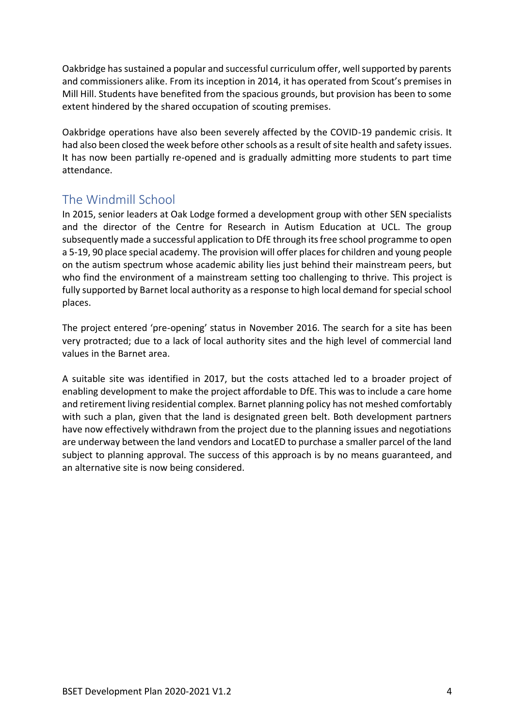Oakbridge has sustained a popular and successful curriculum offer, well supported by parents and commissioners alike. From its inception in 2014, it has operated from Scout's premises in Mill Hill. Students have benefited from the spacious grounds, but provision has been to some extent hindered by the shared occupation of scouting premises.

Oakbridge operations have also been severely affected by the COVID-19 pandemic crisis. It had also been closed the week before other schools as a result of site health and safety issues. It has now been partially re-opened and is gradually admitting more students to part time attendance.

## The Windmill School

In 2015, senior leaders at Oak Lodge formed a development group with other SEN specialists and the director of the Centre for Research in Autism Education at UCL. The group subsequently made a successful application to DfE through its free school programme to open a 5-19, 90 place special academy. The provision will offer places for children and young people on the autism spectrum whose academic ability lies just behind their mainstream peers, but who find the environment of a mainstream setting too challenging to thrive. This project is fully supported by Barnet local authority as a response to high local demand for special school places.

The project entered 'pre-opening' status in November 2016. The search for a site has been very protracted; due to a lack of local authority sites and the high level of commercial land values in the Barnet area.

A suitable site was identified in 2017, but the costs attached led to a broader project of enabling development to make the project affordable to DfE. This was to include a care home and retirement living residential complex. Barnet planning policy has not meshed comfortably with such a plan, given that the land is designated green belt. Both development partners have now effectively withdrawn from the project due to the planning issues and negotiations are underway between the land vendors and LocatED to purchase a smaller parcel of the land subject to planning approval. The success of this approach is by no means guaranteed, and an alternative site is now being considered.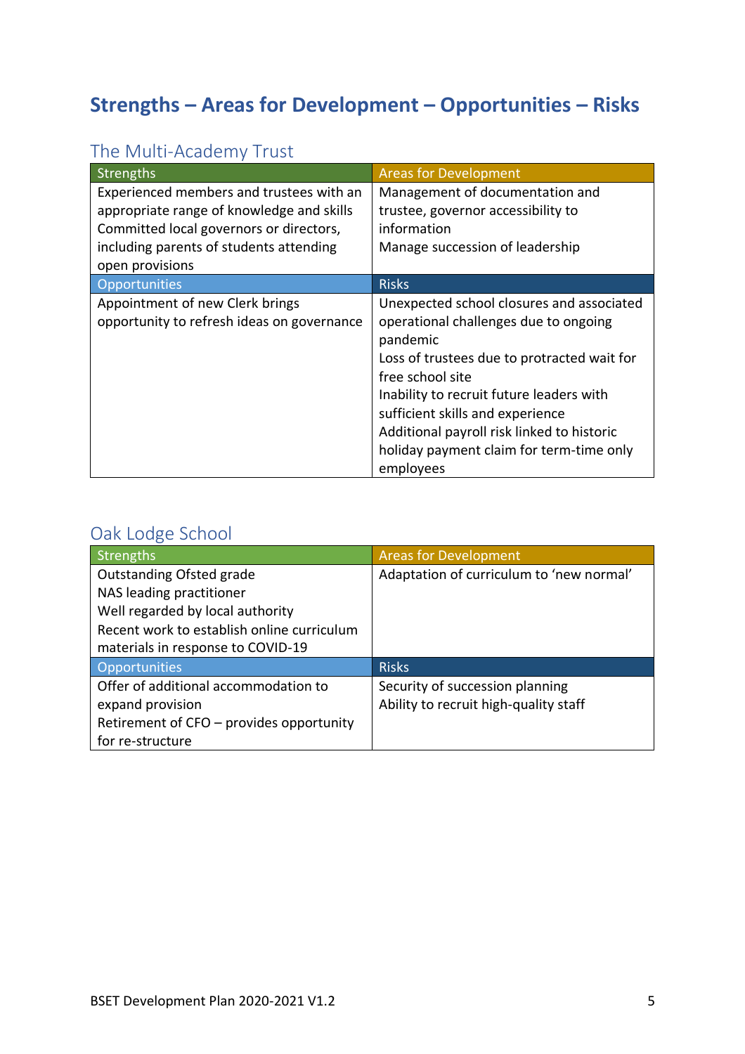## Strengths – Areas for Development – Opportunities – Risks

### The Multi-Academy Trust

| Strengths | Areas for Development |
| --- | --- |
| Experienced members and trustees with an appropriate range of knowledge and skills<br>Committed local governors or directors, including parents of students attending open provisions | Management of documentation and trustee, governor accessibility to information<br>Manage succession of leadership |
| **Opportunities** | **Risks** |
| Appointment of new Clerk brings opportunity to refresh ideas on governance | Unexpected school closures and associated operational challenges due to ongoing pandemic<br>Loss of trustees due to protracted wait for free school site<br>Inability to recruit future leaders with sufficient skills and experience<br>Additional payroll risk linked to historic holiday payment claim for term-time only employees |

### Oak Lodge School

| Strengths | Areas for Development |
| --- | --- |
| Outstanding Ofsted grade<br>NAS leading practitioner<br>Well regarded by local authority<br>Recent work to establish online curriculum materials in response to COVID-19 | Adaptation of curriculum to 'new normal' |
| **Opportunities** | **Risks** |
| Offer of additional accommodation to expand provision<br>Retirement of CFO – provides opportunity for re-structure | Security of succession planning<br>Ability to recruit high-quality staff |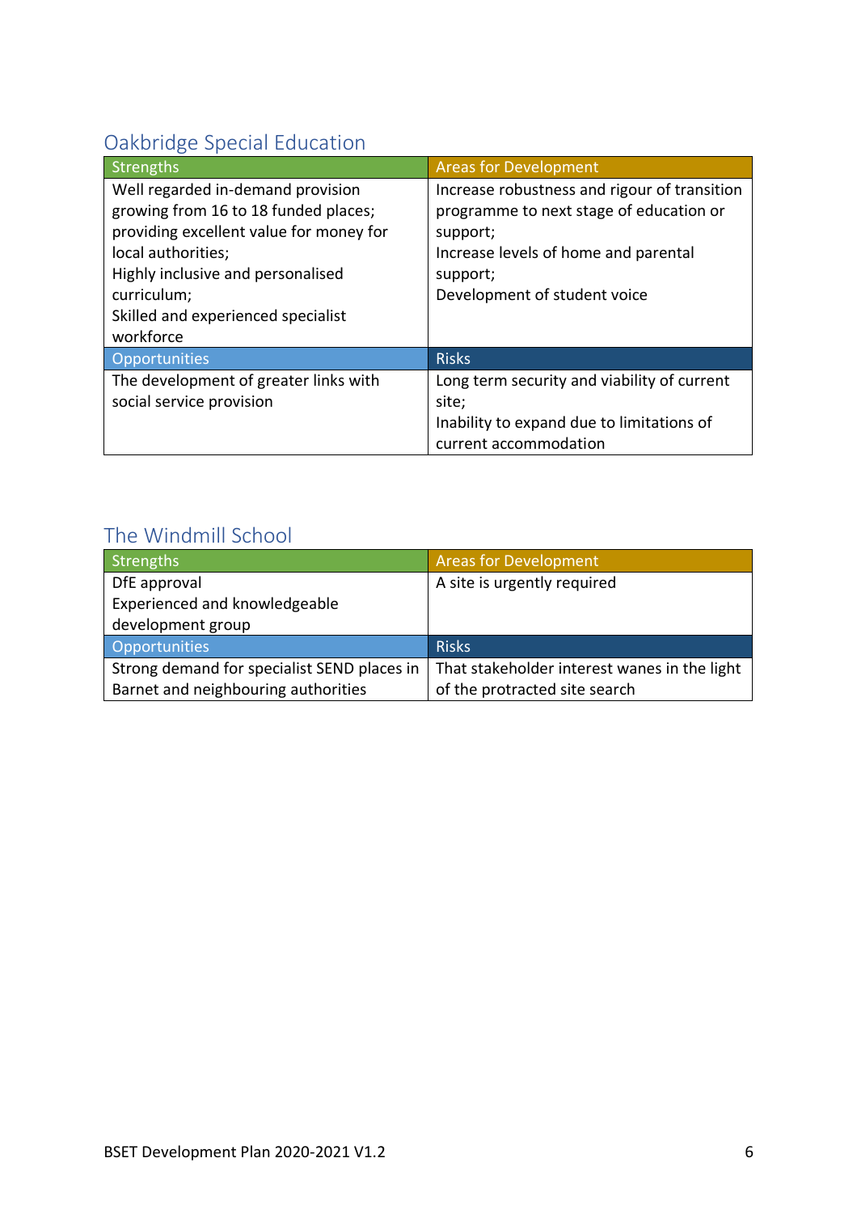## Oakbridge Special Education

| Strengths | Areas for Development |
|---|---|
| Well regarded in-demand provision growing from 16 to 18 funded places; providing excellent value for money for local authorities;<br>Highly inclusive and personalised curriculum;<br>Skilled and experienced specialist workforce | Increase robustness and rigour of transition programme to next stage of education or support;<br>Increase levels of home and parental support;<br>Development of student voice |
| **Opportunities** | **Risks** |
| The development of greater links with social service provision | Long term security and viability of current site;<br>Inability to expand due to limitations of current accommodation |

## The Windmill School

| Strengths | Areas for Development |
|---|---|
| DfE approval<br>Experienced and knowledgeable development group | A site is urgently required |
| **Opportunities** | **Risks** |
| Strong demand for specialist SEND places in Barnet and neighbouring authorities | That stakeholder interest wanes in the light of the protracted site search |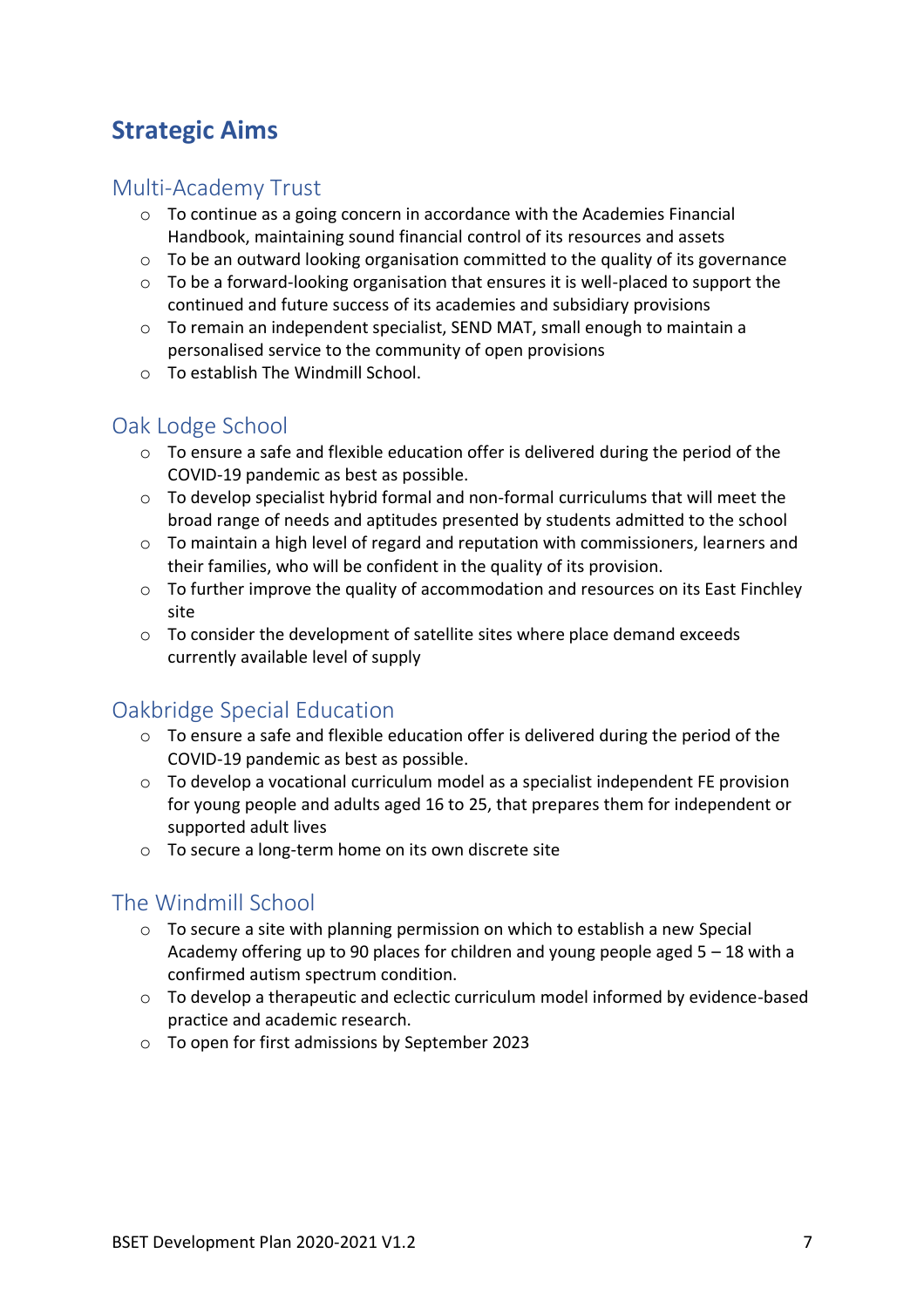# Strategic Aims

## Multi-Academy Trust

- To continue as a going concern in accordance with the Academies Financial Handbook, maintaining sound financial control of its resources and assets
- To be an outward looking organisation committed to the quality of its governance
- To be a forward-looking organisation that ensures it is well-placed to support the continued and future success of its academies and subsidiary provisions
- To remain an independent specialist, SEND MAT, small enough to maintain a personalised service to the community of open provisions
- To establish The Windmill School.

## Oak Lodge School

- To ensure a safe and flexible education offer is delivered during the period of the COVID-19 pandemic as best as possible.
- To develop specialist hybrid formal and non-formal curriculums that will meet the broad range of needs and aptitudes presented by students admitted to the school
- To maintain a high level of regard and reputation with commissioners, learners and their families, who will be confident in the quality of its provision.
- To further improve the quality of accommodation and resources on its East Finchley site
- To consider the development of satellite sites where place demand exceeds currently available level of supply

## Oakbridge Special Education

- To ensure a safe and flexible education offer is delivered during the period of the COVID-19 pandemic as best as possible.
- To develop a vocational curriculum model as a specialist independent FE provision for young people and adults aged 16 to 25, that prepares them for independent or supported adult lives
- To secure a long-term home on its own discrete site

## The Windmill School

- To secure a site with planning permission on which to establish a new Special Academy offering up to 90 places for children and young people aged 5 – 18 with a confirmed autism spectrum condition.
- To develop a therapeutic and eclectic curriculum model informed by evidence-based practice and academic research.
- To open for first admissions by September 2023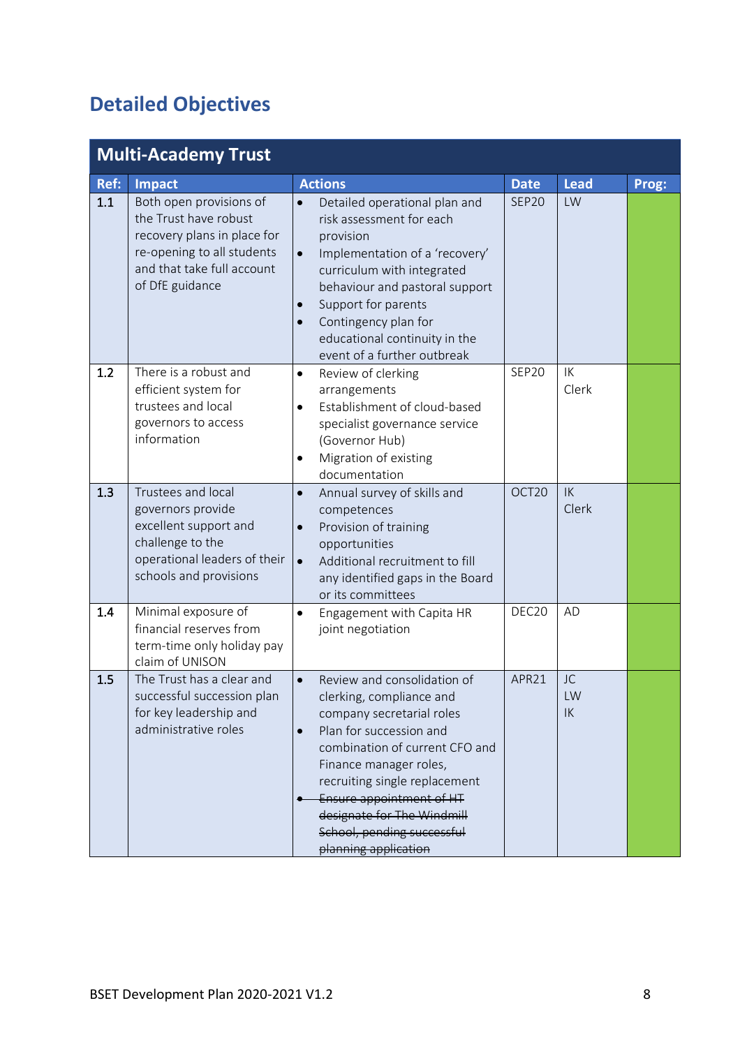## Detailed Objectives

| Multi-Academy Trust | | | | | |
|---|---|---|---|---|---|
| **Ref:** | **Impact** | **Actions** | **Date** | **Lead** | **Prog:** |
| 1.1 | Both open provisions of the Trust have robust recovery plans in place for re-opening to all students and that take full account of DfE guidance | • Detailed operational plan and risk assessment for each provision<br>• Implementation of a 'recovery' curriculum with integrated behaviour and pastoral support<br>• Support for parents<br>• Contingency plan for educational continuity in the event of a further outbreak | SEP20 | LW | |
| 1.2 | There is a robust and efficient system for trustees and local governors to access information | • Review of clerking arrangements<br>• Establishment of cloud-based specialist governance service (Governor Hub)<br>• Migration of existing documentation | SEP20 | IK<br>Clerk | |
| 1.3 | Trustees and local governors provide excellent support and challenge to the operational leaders of their schools and provisions | • Annual survey of skills and competences<br>• Provision of training opportunities<br>• Additional recruitment to fill any identified gaps in the Board or its committees | OCT20 | IK<br>Clerk | |
| 1.4 | Minimal exposure of financial reserves from term-time only holiday pay claim of UNISON | • Engagement with Capita HR joint negotiation | DEC20 | AD | |
| 1.5 | The Trust has a clear and successful succession plan for key leadership and administrative roles | • Review and consolidation of clerking, compliance and company secretarial roles<br>• Plan for succession and combination of current CFO and Finance manager roles, recruiting single replacement<br>• ~~Ensure appointment of HT designate for The Windmill School, pending successful planning application~~ | APR21 | JC<br>LW<br>IK | |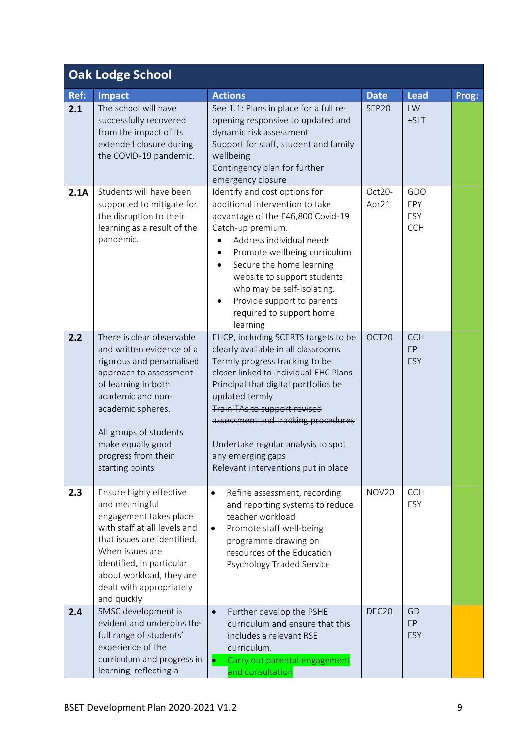| Oak Lodge School | | | | | |
|---|---|---|---|---|---|
| **Ref:** | **Impact** | **Actions** | **Date** | **Lead** | **Prog:** |
| **2.1** | The school will have successfully recovered from the impact of its extended closure during the COVID-19 pandemic. | See 1.1: Plans in place for a full re-opening responsive to updated and dynamic risk assessment<br>Support for staff, student and family wellbeing<br>Contingency plan for further emergency closure | SEP20 | LW<br>+SLT | |
| **2.1A** | Students will have been supported to mitigate for the disruption to their learning as a result of the pandemic. | Identify and cost options for additional intervention to take advantage of the £46,800 Covid-19 Catch-up premium.<br>• Address individual needs<br>• Promote wellbeing curriculum<br>• Secure the home learning website to support students who may be self-isolating.<br>• Provide support to parents required to support home learning | Oct20-Apr21 | GDO<br>EPY<br>ESY<br>CCH | |
| **2.2** | There is clear observable and written evidence of a rigorous and personalised approach to assessment of learning in both academic and non-academic spheres.<br><br>All groups of students make equally good progress from their starting points | EHCP, including SCERTS targets to be clearly available in all classrooms<br>Termly progress tracking to be closer linked to individual EHC Plans<br>Principal that digital portfolios be updated termly<br>~~Train TAs to support revised assessment and tracking procedures~~<br><br>Undertake regular analysis to spot any emerging gaps<br>Relevant interventions put in place | OCT20 | CCH<br>EP<br>ESY | |
| **2.3** | Ensure highly effective and meaningful engagement takes place with staff at all levels and that issues are identified. When issues are identified, in particular about workload, they are dealt with appropriately and quickly | • Refine assessment, recording and reporting systems to reduce teacher workload<br>• Promote staff well-being programme drawing on resources of the Education Psychology Traded Service | NOV20 | CCH<br>ESY | |
| **2.4** | SMSC development is evident and underpins the full range of students' experience of the curriculum and progress in learning, reflecting a | • Further develop the PSHE curriculum and ensure that this includes a relevant RSE curriculum.<br>• Carry out parental engagement and consultation | DEC20 | GD<br>EP<br>ESY | |

BSET Development Plan 2020-2021 V1.2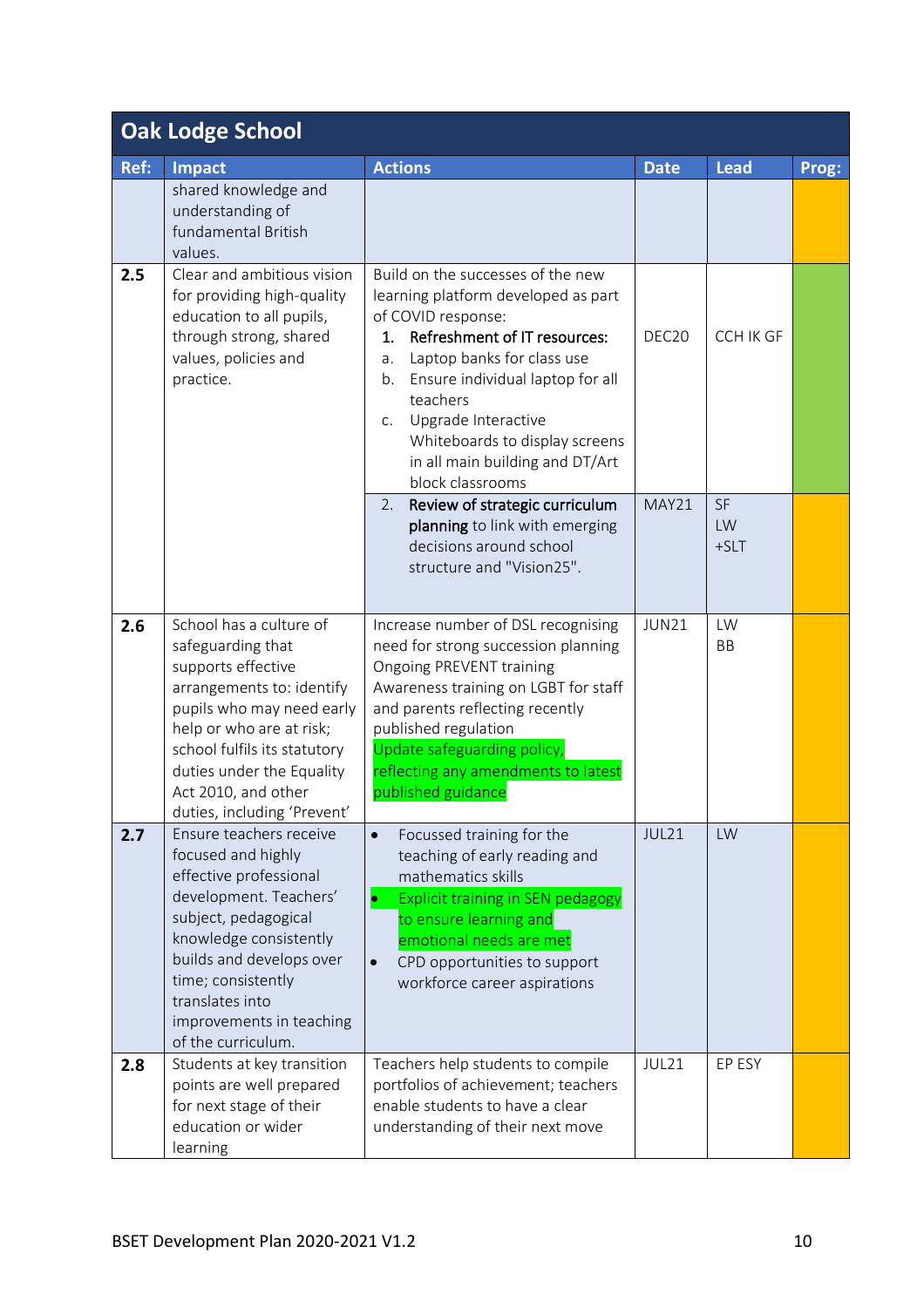| Oak Lodge School | | | | | |
|---|---|---|---|---|---|
| **Ref:** | **Impact** | **Actions** | **Date** | **Lead** | **Prog:** |
| | shared knowledge and understanding of fundamental British values. | | | | |
| **2.5** | Clear and ambitious vision for providing high-quality education to all pupils, through strong, shared values, policies and practice. | Build on the successes of the new learning platform developed as part of COVID response:<br>1. **Refreshment of IT resources:**<br>a. Laptop banks for class use<br>b. Ensure individual laptop for all teachers<br>c. Upgrade Interactive Whiteboards to display screens in all main building and DT/Art block classrooms | DEC20 | CCH IK GF | |
| | | 2. **Review of strategic curriculum planning** to link with emerging decisions around school structure and "Vision25". | MAY21 | SF<br>LW<br>+SLT | |
| **2.6** | School has a culture of safeguarding that supports effective arrangements to: identify pupils who may need early help or who are at risk; school fulfils its statutory duties under the Equality Act 2010, and other duties, including 'Prevent' | Increase number of DSL recognising need for strong succession planning<br>Ongoing PREVENT training<br>Awareness training on LGBT for staff and parents reflecting recently published regulation<br>Update safeguarding policy, reflecting any amendments to latest published guidance | JUN21 | LW<br>BB | |
| **2.7** | Ensure teachers receive focused and highly effective professional development. Teachers' subject, pedagogical knowledge consistently builds and develops over time; consistently translates into improvements in teaching of the curriculum. | • Focussed training for the teaching of early reading and mathematics skills<br>• Explicit training in SEN pedagogy to ensure learning and emotional needs are met<br>• CPD opportunities to support workforce career aspirations | JUL21 | LW | |
| **2.8** | Students at key transition points are well prepared for next stage of their education or wider learning | Teachers help students to compile portfolios of achievement; teachers enable students to have a clear understanding of their next move | JUL21 | EP ESY | |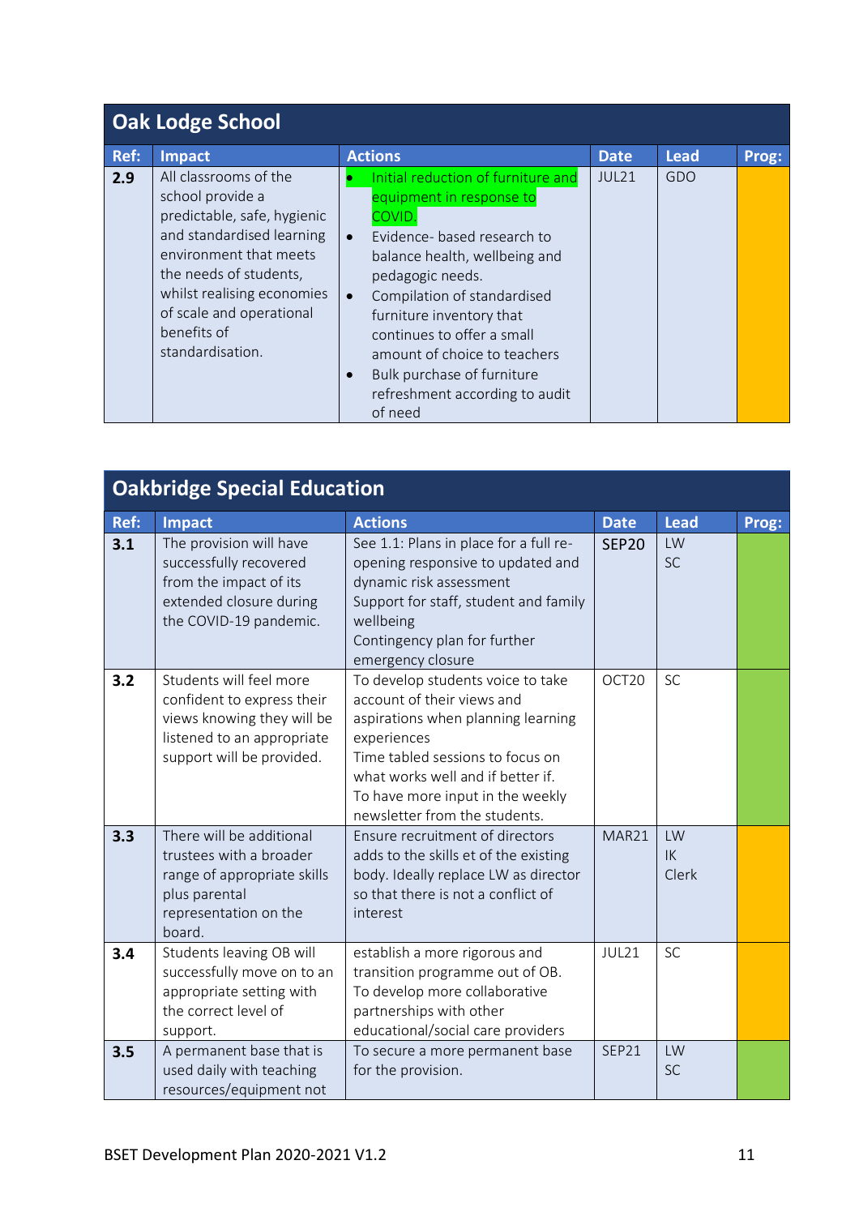## Oak Lodge School

| Ref: | Impact | Actions | Date | Lead | Prog: |
|---|---|---|---|---|---|
| **2.9** | All classrooms of the school provide a predictable, safe, hygienic and standardised learning environment that meets the needs of students, whilst realising economies of scale and operational benefits of standardisation. | • Initial reduction of furniture and equipment in response to COVID.<br>• Evidence- based research to balance health, wellbeing and pedagogic needs.<br>• Compilation of standardised furniture inventory that continues to offer a small amount of choice to teachers<br>• Bulk purchase of furniture refreshment according to audit of need | JUL21 | GDO | |

## Oakbridge Special Education

| Ref: | Impact | Actions | Date | Lead | Prog: |
|---|---|---|---|---|---|
| **3.1** | The provision will have successfully recovered from the impact of its extended closure during the COVID-19 pandemic. | See 1.1: Plans in place for a full re-opening responsive to updated and dynamic risk assessment<br>Support for staff, student and family wellbeing<br>Contingency plan for further emergency closure | **SEP20** | LW<br>SC | |
| **3.2** | Students will feel more confident to express their views knowing they will be listened to an appropriate support will be provided. | To develop students voice to take account of their views and aspirations when planning learning experiences<br>Time tabled sessions to focus on what works well and if better if.<br>To have more input in the weekly newsletter from the students. | OCT20 | SC | |
| **3.3** | There will be additional trustees with a broader range of appropriate skills plus parental representation on the board. | Ensure recruitment of directors adds to the skills et of the existing body. Ideally replace LW as director so that there is not a conflict of interest | MAR21 | LW<br>IK<br>Clerk | |
| **3.4** | Students leaving OB will successfully move on to an appropriate setting with the correct level of support. | establish a more rigorous and transition programme out of OB.<br>To develop more collaborative partnerships with other educational/social care providers | JUL21 | SC | |
| **3.5** | A permanent base that is used daily with teaching resources/equipment not | To secure a more permanent base for the provision. | SEP21 | LW<br>SC | |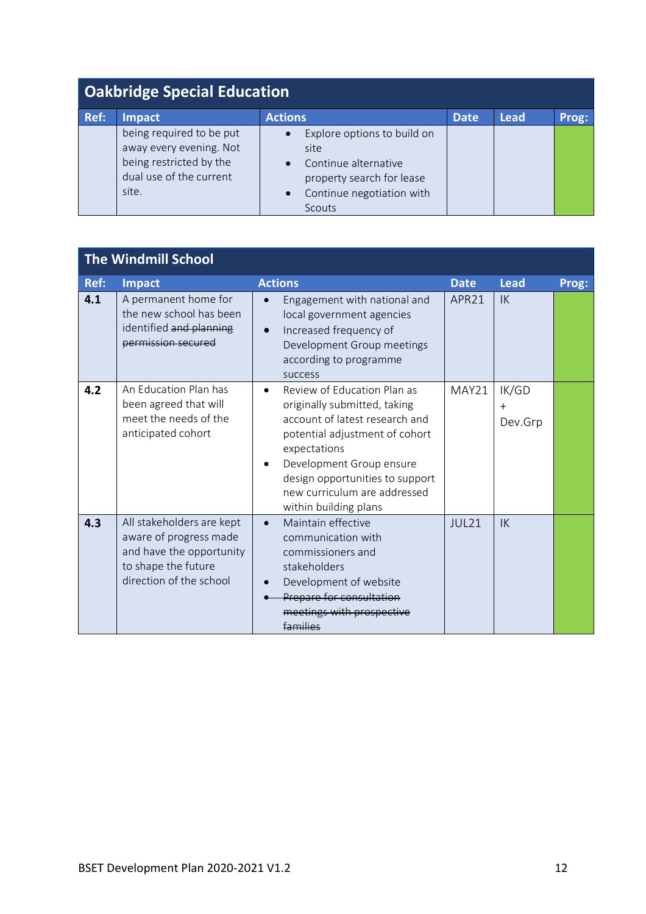## Oakbridge Special Education

| Ref: | Impact | Actions | Date | Lead | Prog: |
|---|---|---|---|---|---|
| | being required to be put away every evening. Not being restricted by the dual use of the current site. | • Explore options to build on site<br>• Continue alternative property search for lease<br>• Continue negotiation with Scouts | | | |

## The Windmill School

| Ref: | Impact | Actions | Date | Lead | Prog: |
|---|---|---|---|---|---|
| **4.1** | A permanent home for the new school has been identified ~~and planning permission secured~~ | • Engagement with national and local government agencies<br>• Increased frequency of Development Group meetings according to programme success | APR21 | IK | |
| **4.2** | An Education Plan has been agreed that will meet the needs of the anticipated cohort | • Review of Education Plan as originally submitted, taking account of latest research and potential adjustment of cohort expectations<br>• Development Group ensure design opportunities to support new curriculum are addressed within building plans | MAY21 | IK/GD + Dev.Grp | |
| **4.3** | All stakeholders are kept aware of progress made and have the opportunity to shape the future direction of the school | • Maintain effective communication with commissioners and stakeholders<br>• Development of website<br>• ~~Prepare for consultation meetings with prospective families~~ | JUL21 | IK | |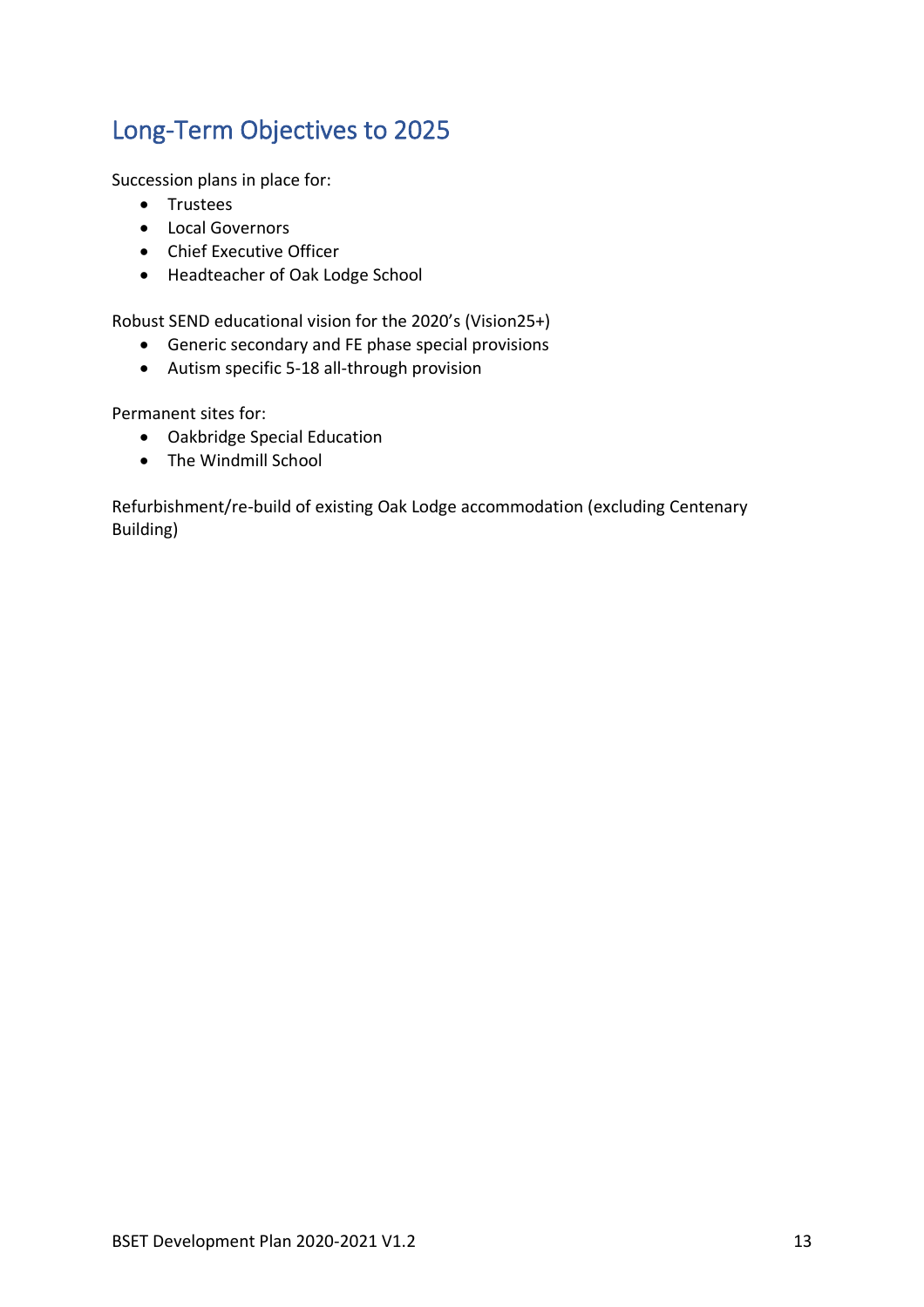## Long-Term Objectives to 2025

Succession plans in place for:

- Trustees
- Local Governors
- Chief Executive Officer
- Headteacher of Oak Lodge School

Robust SEND educational vision for the 2020's (Vision25+)

- Generic secondary and FE phase special provisions
- Autism specific 5-18 all-through provision

Permanent sites for:

- Oakbridge Special Education
- The Windmill School

Refurbishment/re-build of existing Oak Lodge accommodation (excluding Centenary Building)